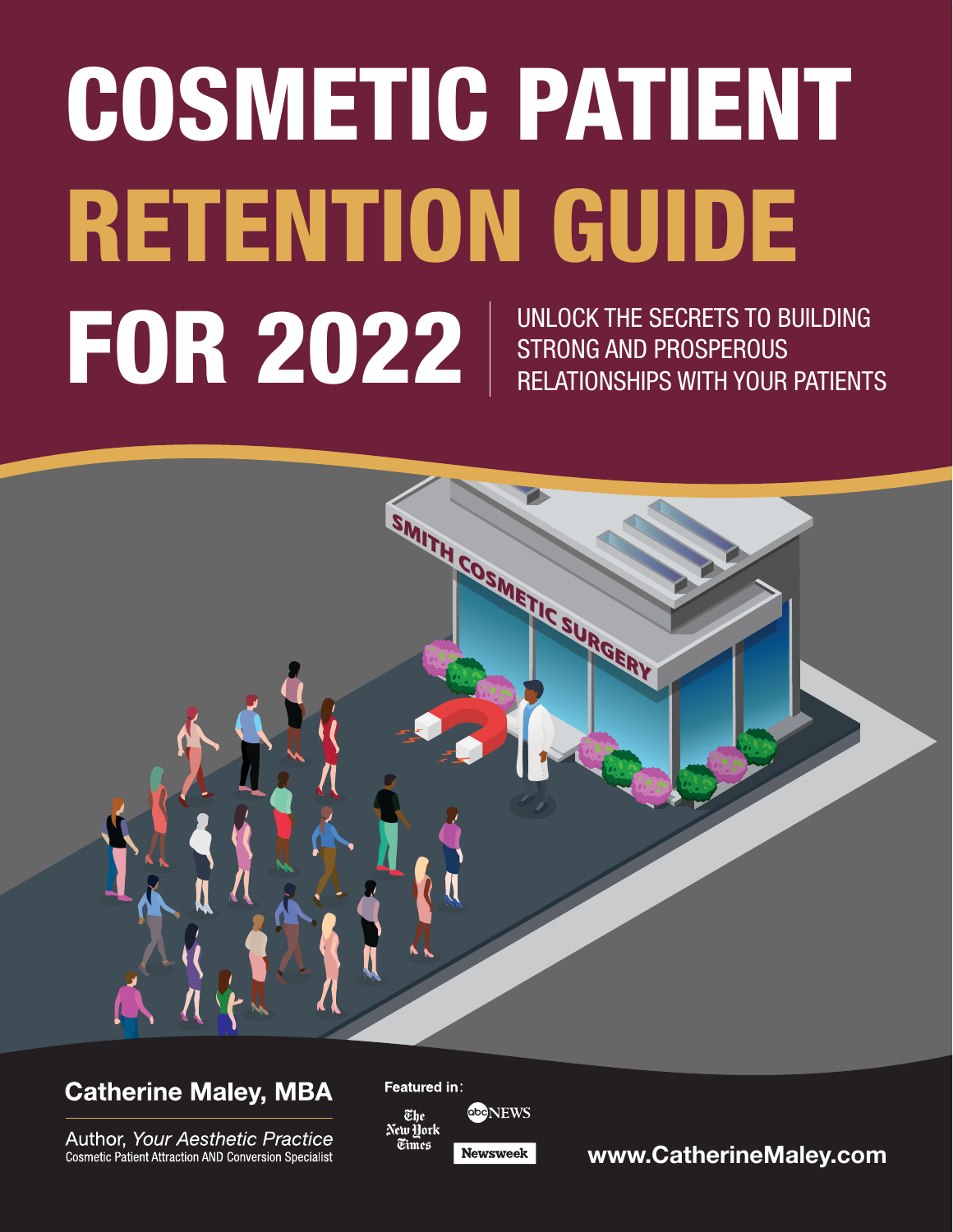# COSMETIC PATIENT RETENTION GUIDE FOR 2022

UNLOCK THE SECRETS TO BUILDING STRONG AND PROSPEROUS RELATIONSHIPS WITH YOUR PATIENTS

**Catherine Maley, MBA**

Author, *Your Aesthetic Practice*
Cosmetic Patient Attraction AND Conversion Specialist

Featured in: The New York Times, abc NEWS, Newsweek

**www.CatherineMaley.com**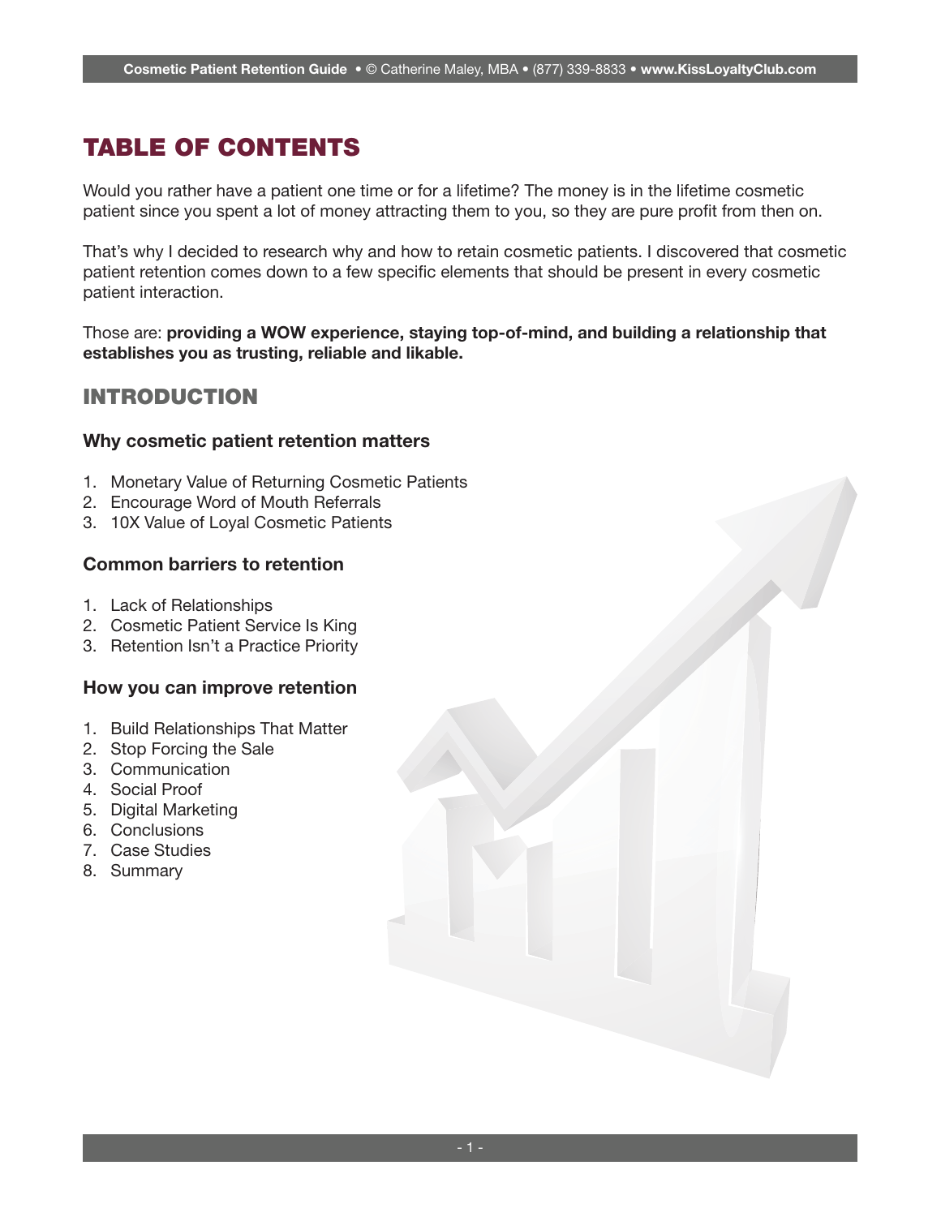# TABLE OF CONTENTS

Would you rather have a patient one time or for a lifetime? The money is in the lifetime cosmetic patient since you spent a lot of money attracting them to you, so they are pure profit from then on.

That's why I decided to research why and how to retain cosmetic patients. I discovered that cosmetic patient retention comes down to a few specific elements that should be present in every cosmetic patient interaction.

Those are: **providing a WOW experience, staying top-of-mind, and building a relationship that establishes you as trusting, reliable and likable.**

## INTRODUCTION

### Why cosmetic patient retention matters

1. Monetary Value of Returning Cosmetic Patients
2. Encourage Word of Mouth Referrals
3. 10X Value of Loyal Cosmetic Patients

### Common barriers to retention

1. Lack of Relationships
2. Cosmetic Patient Service Is King
3. Retention Isn't a Practice Priority

### How you can improve retention

1. Build Relationships That Matter
2. Stop Forcing the Sale
3. Communication
4. Social Proof
5. Digital Marketing
6. Conclusions
7. Case Studies
8. Summary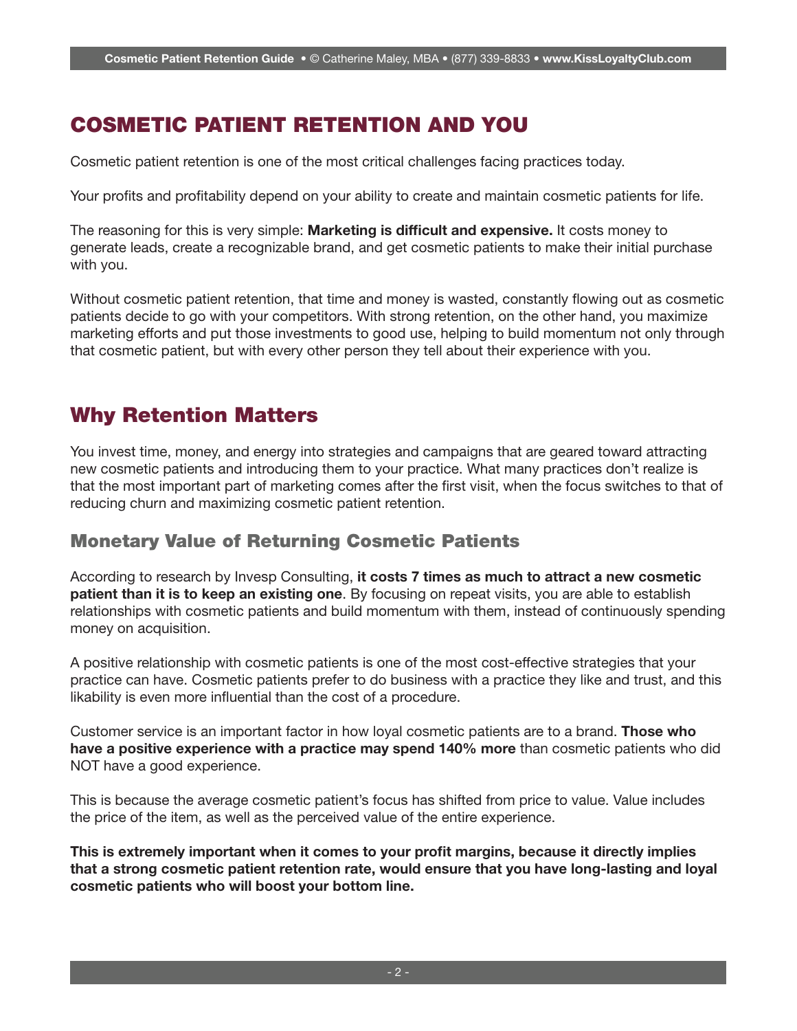# COSMETIC PATIENT RETENTION AND YOU

Cosmetic patient retention is one of the most critical challenges facing practices today.

Your profits and profitability depend on your ability to create and maintain cosmetic patients for life.

The reasoning for this is very simple: **Marketing is difficult and expensive.** It costs money to generate leads, create a recognizable brand, and get cosmetic patients to make their initial purchase with you.

Without cosmetic patient retention, that time and money is wasted, constantly flowing out as cosmetic patients decide to go with your competitors. With strong retention, on the other hand, you maximize marketing efforts and put those investments to good use, helping to build momentum not only through that cosmetic patient, but with every other person they tell about their experience with you.

## Why Retention Matters

You invest time, money, and energy into strategies and campaigns that are geared toward attracting new cosmetic patients and introducing them to your practice. What many practices don't realize is that the most important part of marketing comes after the first visit, when the focus switches to that of reducing churn and maximizing cosmetic patient retention.

### Monetary Value of Returning Cosmetic Patients

According to research by Invesp Consulting, **it costs 7 times as much to attract a new cosmetic patient than it is to keep an existing one**. By focusing on repeat visits, you are able to establish relationships with cosmetic patients and build momentum with them, instead of continuously spending money on acquisition.

A positive relationship with cosmetic patients is one of the most cost-effective strategies that your practice can have. Cosmetic patients prefer to do business with a practice they like and trust, and this likability is even more influential than the cost of a procedure.

Customer service is an important factor in how loyal cosmetic patients are to a brand. **Those who have a positive experience with a practice may spend 140% more** than cosmetic patients who did NOT have a good experience.

This is because the average cosmetic patient's focus has shifted from price to value. Value includes the price of the item, as well as the perceived value of the entire experience.

**This is extremely important when it comes to your profit margins, because it directly implies that a strong cosmetic patient retention rate, would ensure that you have long-lasting and loyal cosmetic patients who will boost your bottom line.**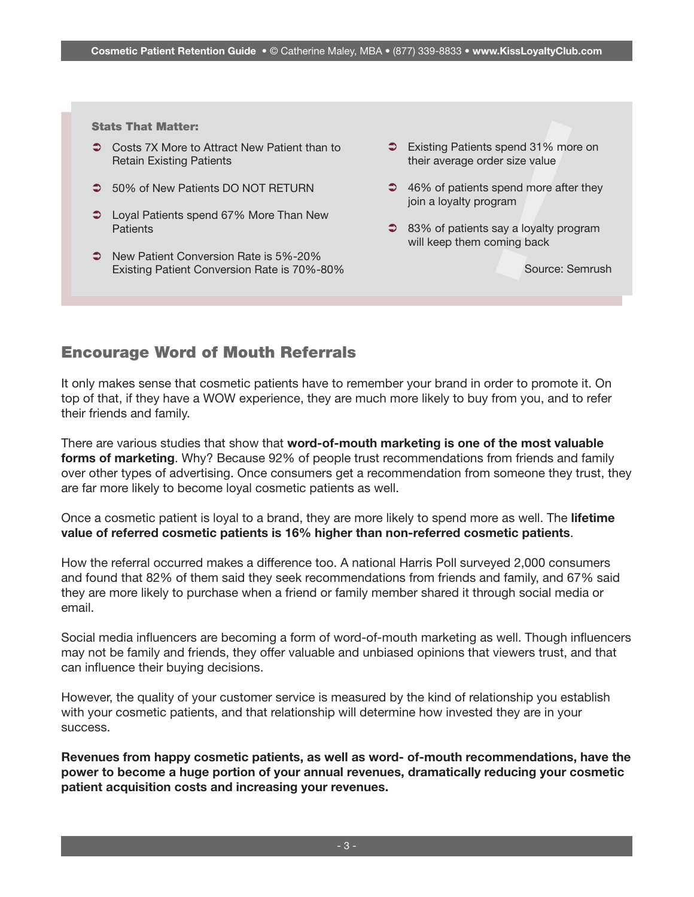**Stats That Matter:**

- Costs 7X More to Attract New Patient than to Retain Existing Patients
- 50% of New Patients DO NOT RETURN
- Loyal Patients spend 67% More Than New Patients
- New Patient Conversion Rate is 5%-20% Existing Patient Conversion Rate is 70%-80%
- Existing Patients spend 31% more on their average order size value
- 46% of patients spend more after they join a loyalty program
- 83% of patients say a loyalty program will keep them coming back

Source: Semrush

## Encourage Word of Mouth Referrals

It only makes sense that cosmetic patients have to remember your brand in order to promote it. On top of that, if they have a WOW experience, they are much more likely to buy from you, and to refer their friends and family.

There are various studies that show that **word-of-mouth marketing is one of the most valuable forms of marketing**. Why? Because 92% of people trust recommendations from friends and family over other types of advertising. Once consumers get a recommendation from someone they trust, they are far more likely to become loyal cosmetic patients as well.

Once a cosmetic patient is loyal to a brand, they are more likely to spend more as well. The **lifetime value of referred cosmetic patients is 16% higher than non-referred cosmetic patients**.

How the referral occurred makes a difference too. A national Harris Poll surveyed 2,000 consumers and found that 82% of them said they seek recommendations from friends and family, and 67% said they are more likely to purchase when a friend or family member shared it through social media or email.

Social media influencers are becoming a form of word-of-mouth marketing as well. Though influencers may not be family and friends, they offer valuable and unbiased opinions that viewers trust, and that can influence their buying decisions.

However, the quality of your customer service is measured by the kind of relationship you establish with your cosmetic patients, and that relationship will determine how invested they are in your success.

**Revenues from happy cosmetic patients, as well as word- of-mouth recommendations, have the power to become a huge portion of your annual revenues, dramatically reducing your cosmetic patient acquisition costs and increasing your revenues.**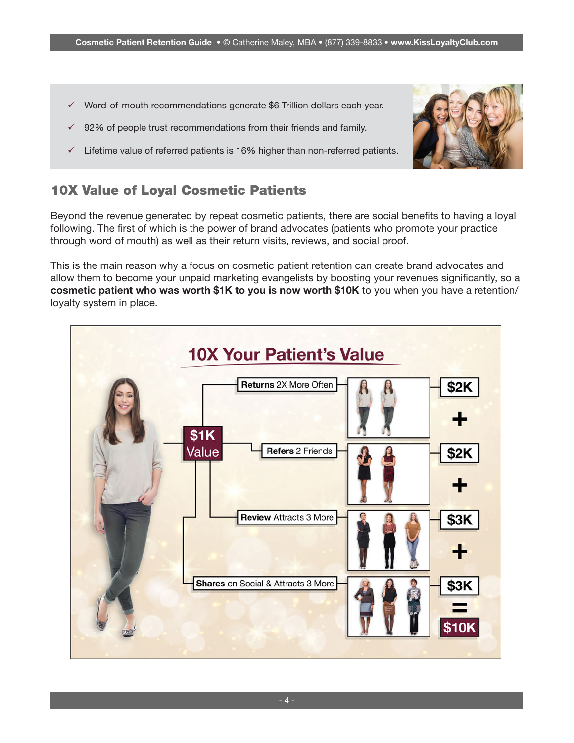- Word-of-mouth recommendations generate $6 Trillion dollars each year.
- 92% of people trust recommendations from their friends and family.
- Lifetime value of referred patients is 16% higher than non-referred patients.

## 10X Value of Loyal Cosmetic Patients

Beyond the revenue generated by repeat cosmetic patients, there are social benefits to having a loyal following. The first of which is the power of brand advocates (patients who promote your practice through word of mouth) as well as their return visits, reviews, and social proof.

This is the main reason why a focus on cosmetic patient retention can create brand advocates and allow them to become your unpaid marketing evangelists by boosting your revenues significantly, so a **cosmetic patient who was worth $1K to you is now worth $10K** to you when you have a retention/ loyalty system in place.

### 10X Your Patient's Value

**$1K Value**

- **Returns** 2X More Often — **$2K**
- \+ **Refers** 2 Friends — **$2K**
- \+ **Review** Attracts 3 More — **$3K**
- \+ **Shares** on Social & Attracts 3 More — **$3K**
- = **$10K**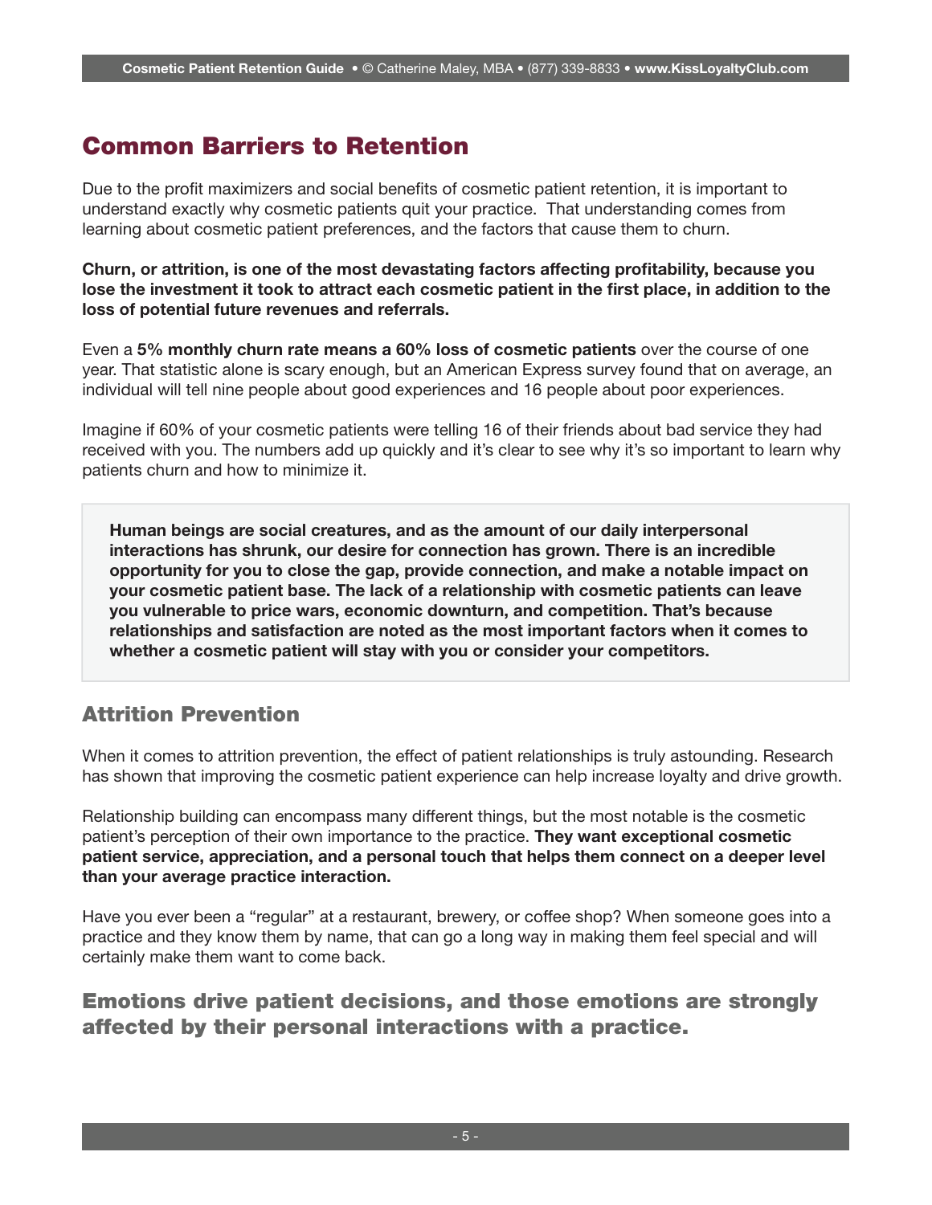## Common Barriers to Retention

Due to the profit maximizers and social benefits of cosmetic patient retention, it is important to understand exactly why cosmetic patients quit your practice. That understanding comes from learning about cosmetic patient preferences, and the factors that cause them to churn.

**Churn, or attrition, is one of the most devastating factors affecting profitability, because you lose the investment it took to attract each cosmetic patient in the first place, in addition to the loss of potential future revenues and referrals.**

Even a **5% monthly churn rate means a 60% loss of cosmetic patients** over the course of one year. That statistic alone is scary enough, but an American Express survey found that on average, an individual will tell nine people about good experiences and 16 people about poor experiences.

Imagine if 60% of your cosmetic patients were telling 16 of their friends about bad service they had received with you. The numbers add up quickly and it's clear to see why it's so important to learn why patients churn and how to minimize it.

> **Human beings are social creatures, and as the amount of our daily interpersonal interactions has shrunk, our desire for connection has grown. There is an incredible opportunity for you to close the gap, provide connection, and make a notable impact on your cosmetic patient base. The lack of a relationship with cosmetic patients can leave you vulnerable to price wars, economic downturn, and competition. That's because relationships and satisfaction are noted as the most important factors when it comes to whether a cosmetic patient will stay with you or consider your competitors.**

### Attrition Prevention

When it comes to attrition prevention, the effect of patient relationships is truly astounding. Research has shown that improving the cosmetic patient experience can help increase loyalty and drive growth.

Relationship building can encompass many different things, but the most notable is the cosmetic patient's perception of their own importance to the practice. **They want exceptional cosmetic patient service, appreciation, and a personal touch that helps them connect on a deeper level than your average practice interaction.**

Have you ever been a "regular" at a restaurant, brewery, or coffee shop? When someone goes into a practice and they know them by name, that can go a long way in making them feel special and will certainly make them want to come back.

### Emotions drive patient decisions, and those emotions are strongly affected by their personal interactions with a practice.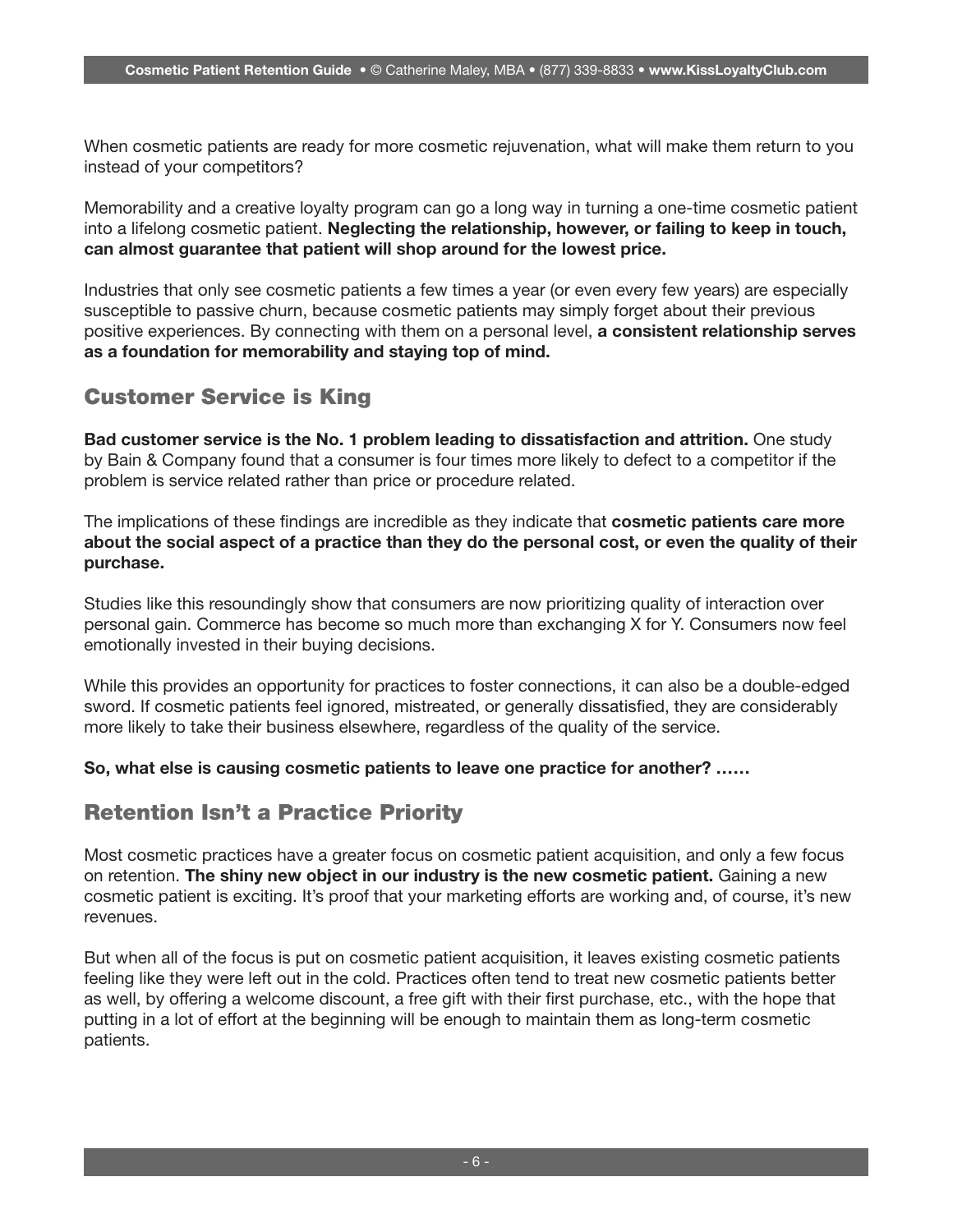When cosmetic patients are ready for more cosmetic rejuvenation, what will make them return to you instead of your competitors?

Memorability and a creative loyalty program can go a long way in turning a one-time cosmetic patient into a lifelong cosmetic patient. **Neglecting the relationship, however, or failing to keep in touch, can almost guarantee that patient will shop around for the lowest price.**

Industries that only see cosmetic patients a few times a year (or even every few years) are especially susceptible to passive churn, because cosmetic patients may simply forget about their previous positive experiences. By connecting with them on a personal level, **a consistent relationship serves as a foundation for memorability and staying top of mind.**

## Customer Service is King

**Bad customer service is the No. 1 problem leading to dissatisfaction and attrition.** One study by Bain & Company found that a consumer is four times more likely to defect to a competitor if the problem is service related rather than price or procedure related.

The implications of these findings are incredible as they indicate that **cosmetic patients care more about the social aspect of a practice than they do the personal cost, or even the quality of their purchase.**

Studies like this resoundingly show that consumers are now prioritizing quality of interaction over personal gain. Commerce has become so much more than exchanging X for Y. Consumers now feel emotionally invested in their buying decisions.

While this provides an opportunity for practices to foster connections, it can also be a double-edged sword. If cosmetic patients feel ignored, mistreated, or generally dissatisfied, they are considerably more likely to take their business elsewhere, regardless of the quality of the service.

**So, what else is causing cosmetic patients to leave one practice for another? ……**

## Retention Isn't a Practice Priority

Most cosmetic practices have a greater focus on cosmetic patient acquisition, and only a few focus on retention. **The shiny new object in our industry is the new cosmetic patient.** Gaining a new cosmetic patient is exciting. It's proof that your marketing efforts are working and, of course, it's new revenues.

But when all of the focus is put on cosmetic patient acquisition, it leaves existing cosmetic patients feeling like they were left out in the cold. Practices often tend to treat new cosmetic patients better as well, by offering a welcome discount, a free gift with their first purchase, etc., with the hope that putting in a lot of effort at the beginning will be enough to maintain them as long-term cosmetic patients.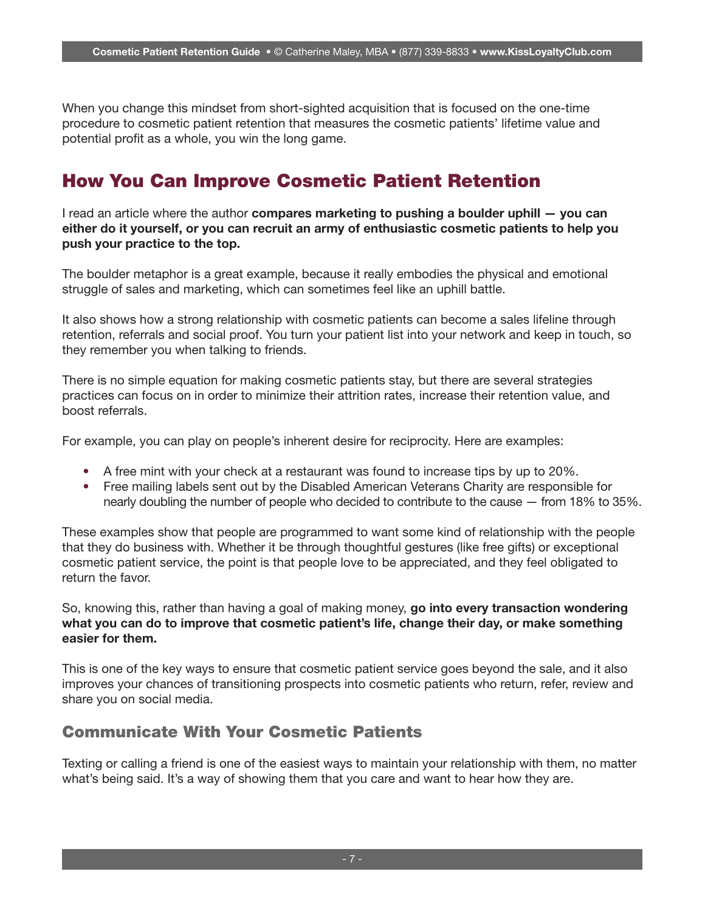When you change this mindset from short-sighted acquisition that is focused on the one-time procedure to cosmetic patient retention that measures the cosmetic patients' lifetime value and potential profit as a whole, you win the long game.

## How You Can Improve Cosmetic Patient Retention

I read an article where the author **compares marketing to pushing a boulder uphill — you can either do it yourself, or you can recruit an army of enthusiastic cosmetic patients to help you push your practice to the top.**

The boulder metaphor is a great example, because it really embodies the physical and emotional struggle of sales and marketing, which can sometimes feel like an uphill battle.

It also shows how a strong relationship with cosmetic patients can become a sales lifeline through retention, referrals and social proof. You turn your patient list into your network and keep in touch, so they remember you when talking to friends.

There is no simple equation for making cosmetic patients stay, but there are several strategies practices can focus on in order to minimize their attrition rates, increase their retention value, and boost referrals.

For example, you can play on people's inherent desire for reciprocity. Here are examples:

- A free mint with your check at a restaurant was found to increase tips by up to 20%.
- Free mailing labels sent out by the Disabled American Veterans Charity are responsible for nearly doubling the number of people who decided to contribute to the cause — from 18% to 35%.

These examples show that people are programmed to want some kind of relationship with the people that they do business with. Whether it be through thoughtful gestures (like free gifts) or exceptional cosmetic patient service, the point is that people love to be appreciated, and they feel obligated to return the favor.

So, knowing this, rather than having a goal of making money, **go into every transaction wondering what you can do to improve that cosmetic patient's life, change their day, or make something easier for them.**

This is one of the key ways to ensure that cosmetic patient service goes beyond the sale, and it also improves your chances of transitioning prospects into cosmetic patients who return, refer, review and share you on social media.

### Communicate With Your Cosmetic Patients

Texting or calling a friend is one of the easiest ways to maintain your relationship with them, no matter what's being said. It's a way of showing them that you care and want to hear how they are.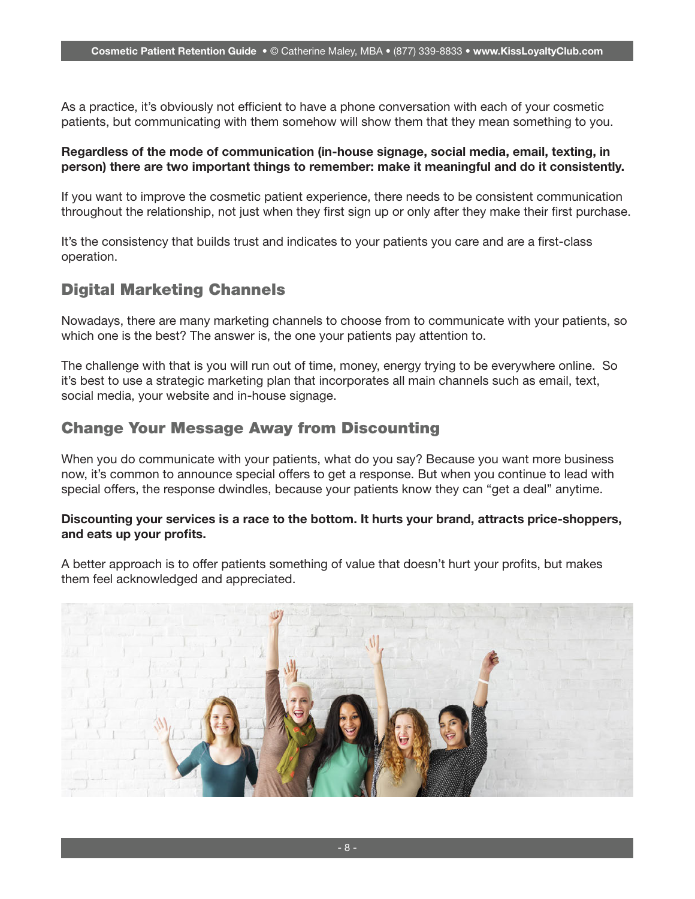As a practice, it's obviously not efficient to have a phone conversation with each of your cosmetic patients, but communicating with them somehow will show them that they mean something to you.

**Regardless of the mode of communication (in-house signage, social media, email, texting, in person) there are two important things to remember: make it meaningful and do it consistently.**

If you want to improve the cosmetic patient experience, there needs to be consistent communication throughout the relationship, not just when they first sign up or only after they make their first purchase.

It's the consistency that builds trust and indicates to your patients you care and are a first-class operation.

## Digital Marketing Channels

Nowadays, there are many marketing channels to choose from to communicate with your patients, so which one is the best? The answer is, the one your patients pay attention to.

The challenge with that is you will run out of time, money, energy trying to be everywhere online. So it's best to use a strategic marketing plan that incorporates all main channels such as email, text, social media, your website and in-house signage.

## Change Your Message Away from Discounting

When you do communicate with your patients, what do you say? Because you want more business now, it's common to announce special offers to get a response. But when you continue to lead with special offers, the response dwindles, because your patients know they can "get a deal" anytime.

**Discounting your services is a race to the bottom. It hurts your brand, attracts price-shoppers, and eats up your profits.**

A better approach is to offer patients something of value that doesn't hurt your profits, but makes them feel acknowledged and appreciated.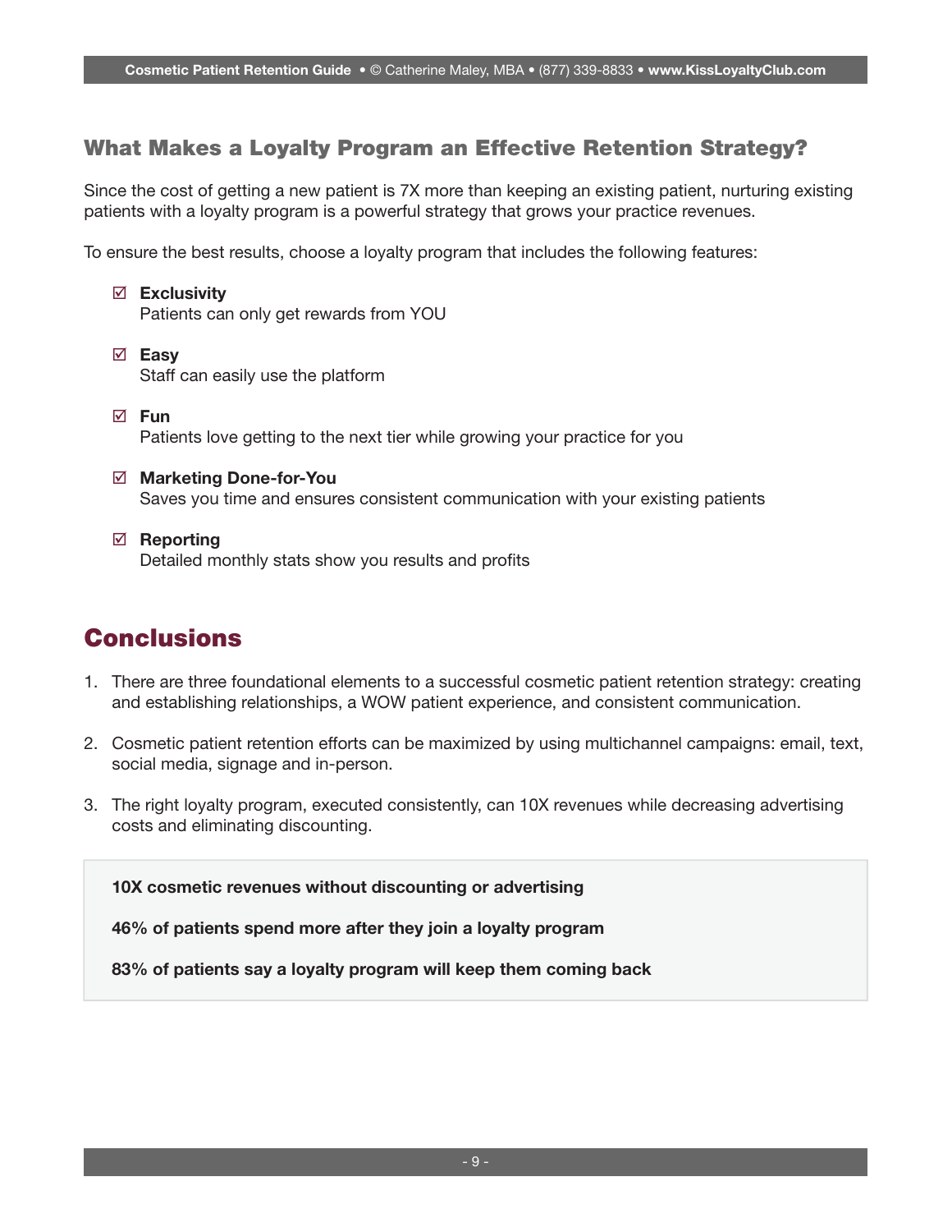## What Makes a Loyalty Program an Effective Retention Strategy?

Since the cost of getting a new patient is 7X more than keeping an existing patient, nurturing existing patients with a loyalty program is a powerful strategy that grows your practice revenues.

To ensure the best results, choose a loyalty program that includes the following features:

- ☑ **Exclusivity**
  Patients can only get rewards from YOU

- ☑ **Easy**
  Staff can easily use the platform

- ☑ **Fun**
  Patients love getting to the next tier while growing your practice for you

- ☑ **Marketing Done-for-You**
  Saves you time and ensures consistent communication with your existing patients

- ☑ **Reporting**
  Detailed monthly stats show you results and profits

# Conclusions

1. There are three foundational elements to a successful cosmetic patient retention strategy: creating and establishing relationships, a WOW patient experience, and consistent communication.

2. Cosmetic patient retention efforts can be maximized by using multichannel campaigns: email, text, social media, signage and in-person.

3. The right loyalty program, executed consistently, can 10X revenues while decreasing advertising costs and eliminating discounting.

**10X cosmetic revenues without discounting or advertising**

**46% of patients spend more after they join a loyalty program**

**83% of patients say a loyalty program will keep them coming back**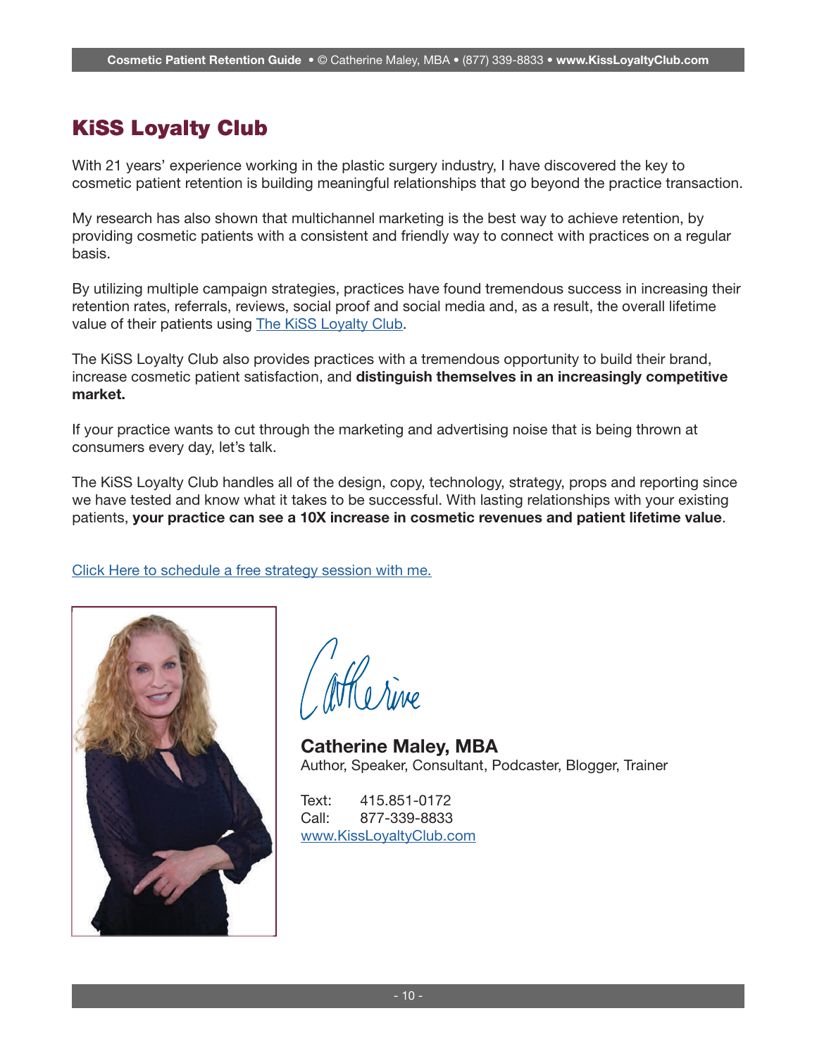## KiSS Loyalty Club

With 21 years' experience working in the plastic surgery industry, I have discovered the key to cosmetic patient retention is building meaningful relationships that go beyond the practice transaction.

My research has also shown that multichannel marketing is the best way to achieve retention, by providing cosmetic patients with a consistent and friendly way to connect with practices on a regular basis.

By utilizing multiple campaign strategies, practices have found tremendous success in increasing their retention rates, referrals, reviews, social proof and social media and, as a result, the overall lifetime value of their patients using The KiSS Loyalty Club.

The KiSS Loyalty Club also provides practices with a tremendous opportunity to build their brand, increase cosmetic patient satisfaction, and **distinguish themselves in an increasingly competitive market.**

If your practice wants to cut through the marketing and advertising noise that is being thrown at consumers every day, let's talk.

The KiSS Loyalty Club handles all of the design, copy, technology, strategy, props and reporting since we have tested and know what it takes to be successful. With lasting relationships with your existing patients, **your practice can see a 10X increase in cosmetic revenues and patient lifetime value**.

Click Here to schedule a free strategy session with me.

Catherine

**Catherine Maley, MBA**
Author, Speaker, Consultant, Podcaster, Blogger, Trainer

Text: 415.851-0172
Call: 877-339-8833
www.KissLoyaltyClub.com